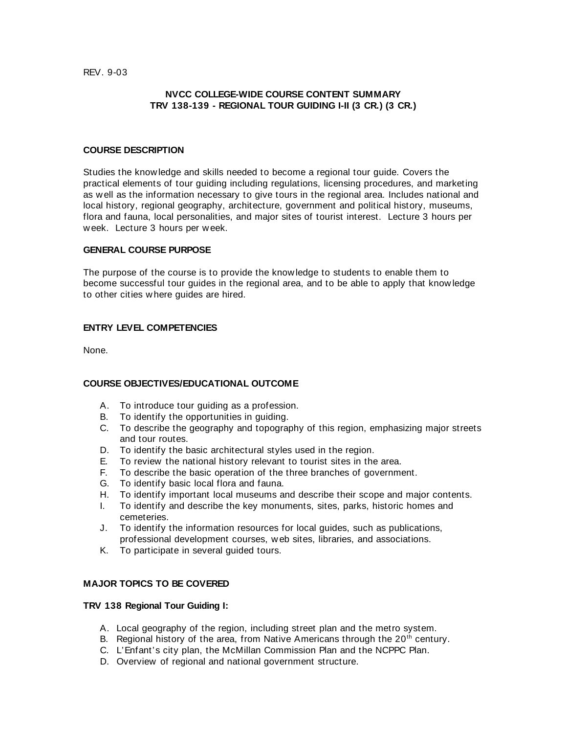REV. 9-03

**NVCC COLLEGE-WIDE COURSE CONTENT SUMMARY**
**TRV 138-139 - REGIONAL TOUR GUIDING I-II (3 CR.) (3 CR.)**

## COURSE DESCRIPTION

Studies the knowledge and skills needed to become a regional tour guide. Covers the practical elements of tour guiding including regulations, licensing procedures, and marketing as well as the information necessary to give tours in the regional area. Includes national and local history, regional geography, architecture, government and political history, museums, flora and fauna, local personalities, and major sites of tourist interest. Lecture 3 hours per week. Lecture 3 hours per week.

## GENERAL COURSE PURPOSE

The purpose of the course is to provide the knowledge to students to enable them to become successful tour guides in the regional area, and to be able to apply that knowledge to other cities where guides are hired.

## ENTRY LEVEL COMPETENCIES

None.

## COURSE OBJECTIVES/EDUCATIONAL OUTCOME

A. To introduce tour guiding as a profession.
B. To identify the opportunities in guiding.
C. To describe the geography and topography of this region, emphasizing major streets and tour routes.
D. To identify the basic architectural styles used in the region.
E. To review the national history relevant to tourist sites in the area.
F. To describe the basic operation of the three branches of government.
G. To identify basic local flora and fauna.
H. To identify important local museums and describe their scope and major contents.
I. To identify and describe the key monuments, sites, parks, historic homes and cemeteries.
J. To identify the information resources for local guides, such as publications, professional development courses, web sites, libraries, and associations.
K. To participate in several guided tours.

## MAJOR TOPICS TO BE COVERED

### TRV 138 Regional Tour Guiding I:

A. Local geography of the region, including street plan and the metro system.
B. Regional history of the area, from Native Americans through the 20th century.
C. L'Enfant's city plan, the McMillan Commission Plan and the NCPPC Plan.
D. Overview of regional and national government structure.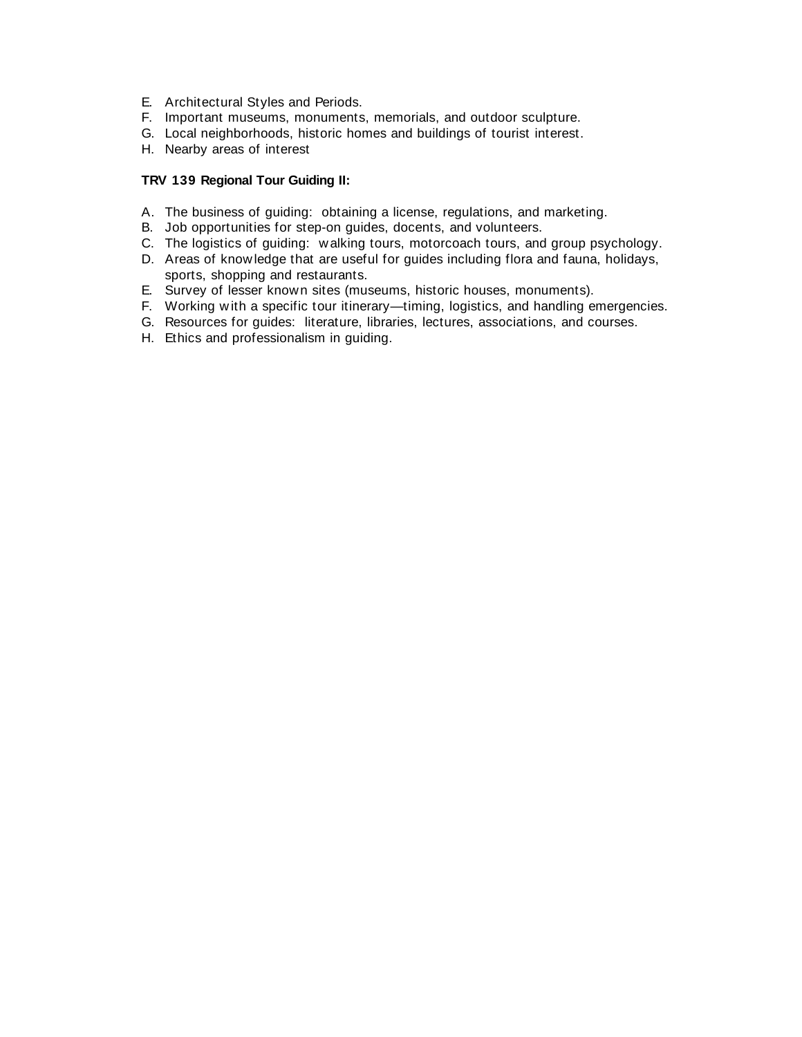E. Architectural Styles and Periods.
F. Important museums, monuments, memorials, and outdoor sculpture.
G. Local neighborhoods, historic homes and buildings of tourist interest.
H. Nearby areas of interest

**TRV 139 Regional Tour Guiding II:**

A. The business of guiding: obtaining a license, regulations, and marketing.
B. Job opportunities for step-on guides, docents, and volunteers.
C. The logistics of guiding: walking tours, motorcoach tours, and group psychology.
D. Areas of knowledge that are useful for guides including flora and fauna, holidays, sports, shopping and restaurants.
E. Survey of lesser known sites (museums, historic houses, monuments).
F. Working with a specific tour itinerary—timing, logistics, and handling emergencies.
G. Resources for guides: literature, libraries, lectures, associations, and courses.
H. Ethics and professionalism in guiding.